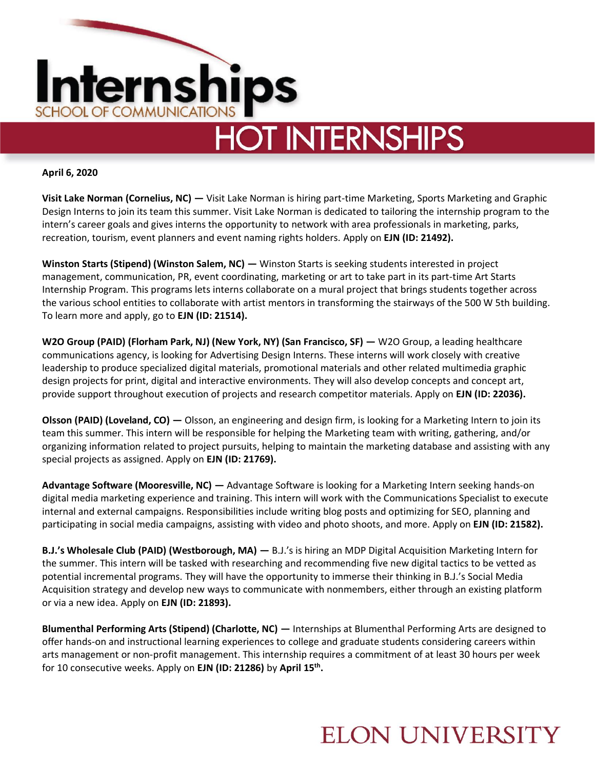# Internships

SCHOOL OF COMMUNICATIONS

## HOT INTERNSHIPS

**April 6, 2020**

**Visit Lake Norman (Cornelius, NC) —** Visit Lake Norman is hiring part-time Marketing, Sports Marketing and Graphic Design Interns to join its team this summer. Visit Lake Norman is dedicated to tailoring the internship program to the intern's career goals and gives interns the opportunity to network with area professionals in marketing, parks, recreation, tourism, event planners and event naming rights holders. Apply on **EJN (ID: 21492).**

**Winston Starts (Stipend) (Winston Salem, NC) —** Winston Starts is seeking students interested in project management, communication, PR, event coordinating, marketing or art to take part in its part-time Art Starts Internship Program. This programs lets interns collaborate on a mural project that brings students together across the various school entities to collaborate with artist mentors in transforming the stairways of the 500 W 5th building. To learn more and apply, go to **EJN (ID: 21514).**

**W2O Group (PAID) (Florham Park, NJ) (New York, NY) (San Francisco, SF) —** W2O Group, a leading healthcare communications agency, is looking for Advertising Design Interns. These interns will work closely with creative leadership to produce specialized digital materials, promotional materials and other related multimedia graphic design projects for print, digital and interactive environments. They will also develop concepts and concept art, provide support throughout execution of projects and research competitor materials. Apply on **EJN (ID: 22036).**

**Olsson (PAID) (Loveland, CO) —** Olsson, an engineering and design firm, is looking for a Marketing Intern to join its team this summer. This intern will be responsible for helping the Marketing team with writing, gathering, and/or organizing information related to project pursuits, helping to maintain the marketing database and assisting with any special projects as assigned. Apply on **EJN (ID: 21769).**

**Advantage Software (Mooresville, NC) —** Advantage Software is looking for a Marketing Intern seeking hands-on digital media marketing experience and training. This intern will work with the Communications Specialist to execute internal and external campaigns. Responsibilities include writing blog posts and optimizing for SEO, planning and participating in social media campaigns, assisting with video and photo shoots, and more. Apply on **EJN (ID: 21582).**

**B.J.'s Wholesale Club (PAID) (Westborough, MA) —** B.J.'s is hiring an MDP Digital Acquisition Marketing Intern for the summer. This intern will be tasked with researching and recommending five new digital tactics to be vetted as potential incremental programs. They will have the opportunity to immerse their thinking in B.J.'s Social Media Acquisition strategy and develop new ways to communicate with nonmembers, either through an existing platform or via a new idea. Apply on **EJN (ID: 21893).**

**Blumenthal Performing Arts (Stipend) (Charlotte, NC) —** Internships at Blumenthal Performing Arts are designed to offer hands-on and instructional learning experiences to college and graduate students considering careers within arts management or non-profit management. This internship requires a commitment of at least 30 hours per week for 10 consecutive weeks. Apply on **EJN (ID: 21286)** by **April 15th.**

ELON UNIVERSITY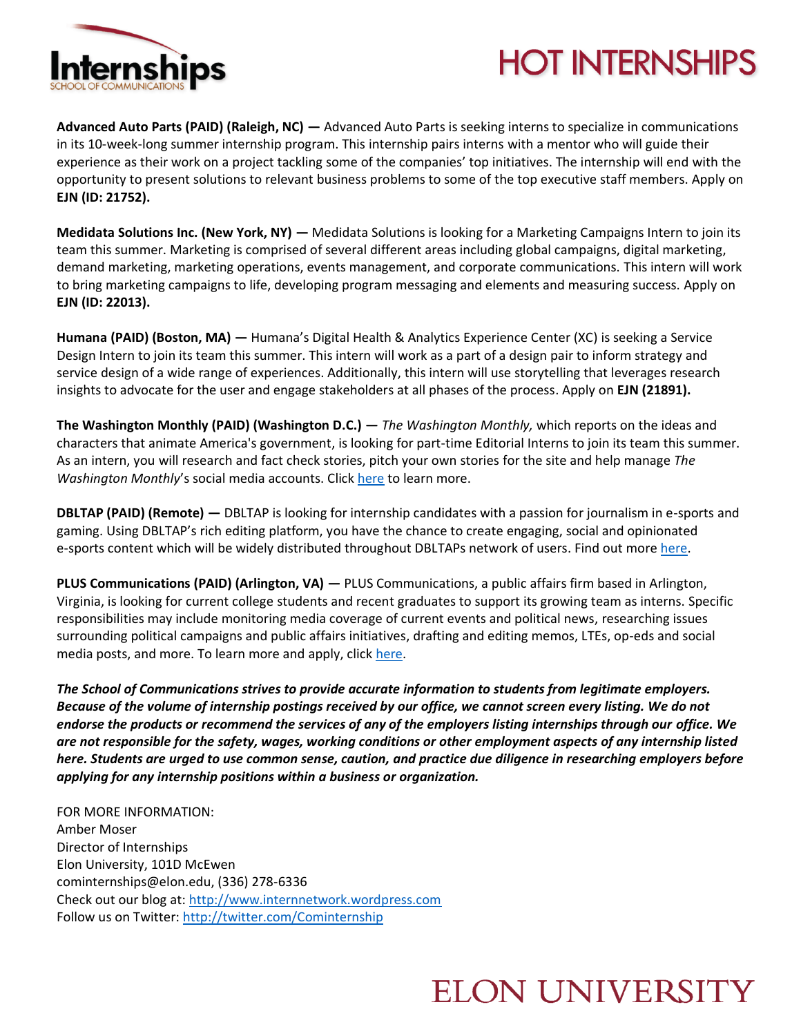**Advanced Auto Parts (PAID) (Raleigh, NC) —** Advanced Auto Parts is seeking interns to specialize in communications in its 10-week-long summer internship program. This internship pairs interns with a mentor who will guide their experience as their work on a project tackling some of the companies' top initiatives. The internship will end with the opportunity to present solutions to relevant business problems to some of the top executive staff members. Apply on **EJN (ID: 21752).**

**Medidata Solutions Inc. (New York, NY) —** Medidata Solutions is looking for a Marketing Campaigns Intern to join its team this summer. Marketing is comprised of several different areas including global campaigns, digital marketing, demand marketing, marketing operations, events management, and corporate communications. This intern will work to bring marketing campaigns to life, developing program messaging and elements and measuring success. Apply on **EJN (ID: 22013).**

**Humana (PAID) (Boston, MA) —** Humana's Digital Health & Analytics Experience Center (XC) is seeking a Service Design Intern to join its team this summer. This intern will work as a part of a design pair to inform strategy and service design of a wide range of experiences. Additionally, this intern will use storytelling that leverages research insights to advocate for the user and engage stakeholders at all phases of the process. Apply on **EJN (21891).**

**The Washington Monthly (PAID) (Washington D.C.) —** *The Washington Monthly,* which reports on the ideas and characters that animate America's government, is looking for part-time Editorial Interns to join its team this summer. As an intern, you will research and fact check stories, pitch your own stories for the site and help manage *The Washington Monthly*'s social media accounts. Click here to learn more.

**DBLTAP (PAID) (Remote) —** DBLTAP is looking for internship candidates with a passion for journalism in e-sports and gaming. Using DBLTAP's rich editing platform, you have the chance to create engaging, social and opinionated e-sports content which will be widely distributed throughout DBLTAPs network of users. Find out more here.

**PLUS Communications (PAID) (Arlington, VA) —** PLUS Communications, a public affairs firm based in Arlington, Virginia, is looking for current college students and recent graduates to support its growing team as interns. Specific responsibilities may include monitoring media coverage of current events and political news, researching issues surrounding political campaigns and public affairs initiatives, drafting and editing memos, LTEs, op-eds and social media posts, and more. To learn more and apply, click here.

***The School of Communications strives to provide accurate information to students from legitimate employers. Because of the volume of internship postings received by our office, we cannot screen every listing. We do not endorse the products or recommend the services of any of the employers listing internships through our office. We are not responsible for the safety, wages, working conditions or other employment aspects of any internship listed here. Students are urged to use common sense, caution, and practice due diligence in researching employers before applying for any internship positions within a business or organization.***

FOR MORE INFORMATION:
Amber Moser
Director of Internships
Elon University, 101D McEwen
cominternships@elon.edu, (336) 278-6336
Check out our blog at: http://www.internnetwork.wordpress.com
Follow us on Twitter: http://twitter.com/Cominternship